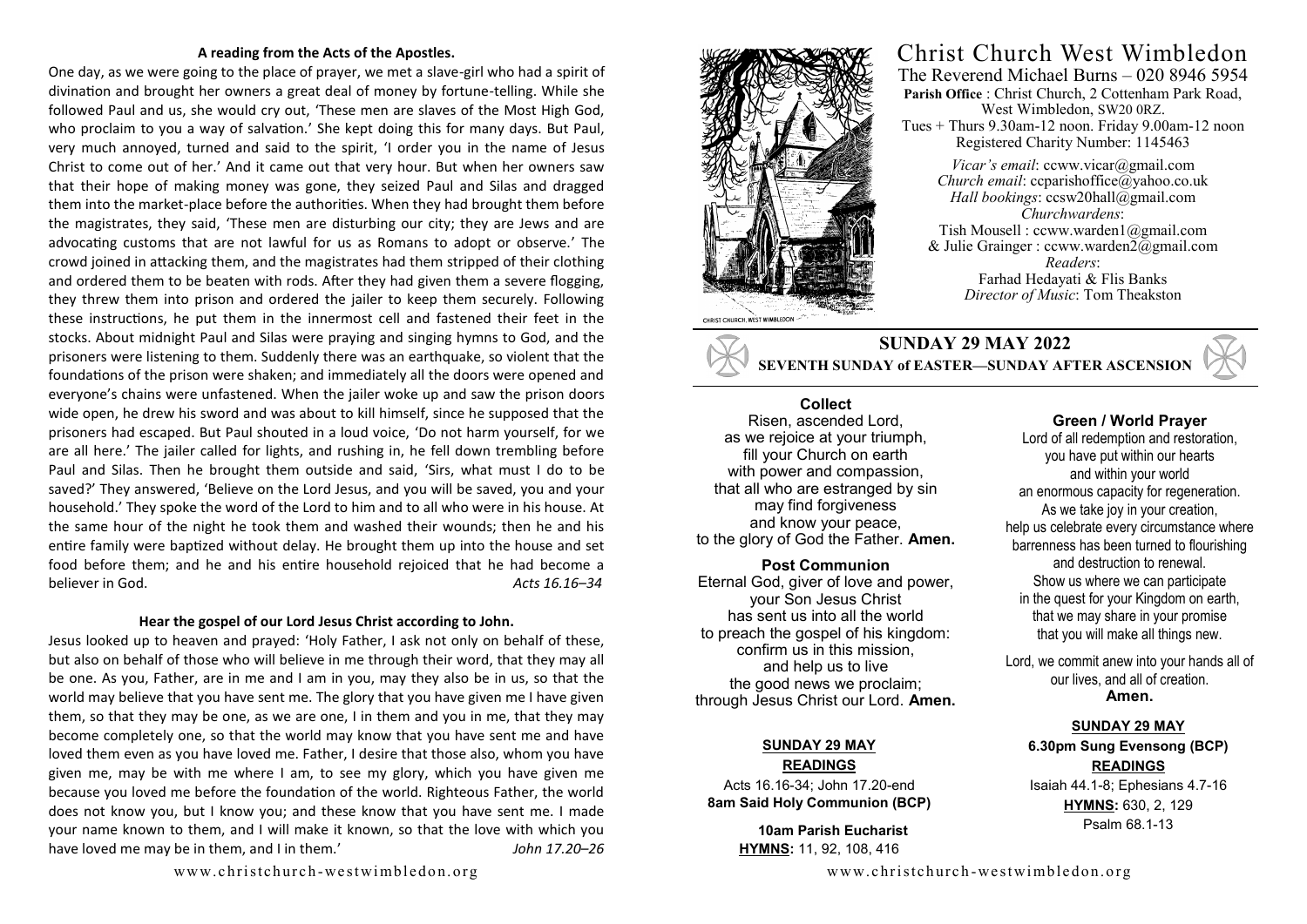**A reading from the Acts of the Apostles.**

One day, as we were going to the place of prayer, we met a slave-girl who had a spirit of divination and brought her owners a great deal of money by fortune-telling. While she followed Paul and us, she would cry out, 'These men are slaves of the Most High God, who proclaim to you a way of salvation.' She kept doing this for many days. But Paul, very much annoyed, turned and said to the spirit, 'I order you in the name of Jesus Christ to come out of her.' And it came out that very hour. But when her owners saw that their hope of making money was gone, they seized Paul and Silas and dragged them into the market-place before the authorities. When they had brought them before the magistrates, they said, 'These men are disturbing our city; they are Jews and are advocating customs that are not lawful for us as Romans to adopt or observe.' The crowd joined in attacking them, and the magistrates had them stripped of their clothing and ordered them to be beaten with rods. After they had given them a severe flogging, they threw them into prison and ordered the jailer to keep them securely. Following these instructions, he put them in the innermost cell and fastened their feet in the stocks. About midnight Paul and Silas were praying and singing hymns to God, and the prisoners were listening to them. Suddenly there was an earthquake, so violent that the foundations of the prison were shaken; and immediately all the doors were opened and everyone's chains were unfastened. When the jailer woke up and saw the prison doors wide open, he drew his sword and was about to kill himself, since he supposed that the prisoners had escaped. But Paul shouted in a loud voice, 'Do not harm yourself, for we are all here.' The jailer called for lights, and rushing in, he fell down trembling before Paul and Silas. Then he brought them outside and said, 'Sirs, what must I do to be saved?' They answered, 'Believe on the Lord Jesus, and you will be saved, you and your household.' They spoke the word of the Lord to him and to all who were in his house. At the same hour of the night he took them and washed their wounds; then he and his entire family were baptized without delay. He brought them up into the house and set food before them; and he and his entire household rejoiced that he had become a believer in God. *Acts 16.16–34*

**Hear the gospel of our Lord Jesus Christ according to John.**

Jesus looked up to heaven and prayed: 'Holy Father, I ask not only on behalf of these, but also on behalf of those who will believe in me through their word, that they may all be one. As you, Father, are in me and I am in you, may they also be in us, so that the world may believe that you have sent me. The glory that you have given me I have given them, so that they may be one, as we are one, I in them and you in me, that they may become completely one, so that the world may know that you have sent me and have loved them even as you have loved me. Father, I desire that those also, whom you have given me, may be with me where I am, to see my glory, which you have given me because you loved me before the foundation of the world. Righteous Father, the world does not know you, but I know you; and these know that you have sent me. I made your name known to them, and I will make it known, so that the love with which you have loved me may be in them, and I in them.' *John 17.20–26*

www.christchurch-westwimbledon.org

# Christ Church West Wimbledon

The Reverend Michael Burns – 020 8946 5954
**Parish Office** : Christ Church, 2 Cottenham Park Road, West Wimbledon, SW20 0RZ.
Tues + Thurs 9.30am-12 noon. Friday 9.00am-12 noon
Registered Charity Number: 1145463

*Vicar's email*: ccww.vicar@gmail.com
*Church email*: ccparishoffice@yahoo.co.uk
*Hall bookings*: ccsw20hall@gmail.com
*Churchwardens*:
Tish Mousell : ccww.warden1@gmail.com
& Julie Grainger : ccww.warden2@gmail.com
*Readers*:
Farhad Hedayati & Flis Banks
*Director of Music*: Tom Theakston

## SUNDAY 29 MAY 2022
### SEVENTH SUNDAY of EASTER—SUNDAY AFTER ASCENSION

**Collect**

Risen, ascended Lord,
as we rejoice at your triumph,
fill your Church on earth
with power and compassion,
that all who are estranged by sin
may find forgiveness
and know your peace,
to the glory of God the Father. **Amen.**

**Post Communion**

Eternal God, giver of love and power,
your Son Jesus Christ
has sent us into all the world
to preach the gospel of his kingdom:
confirm us in this mission,
and help us to live
the good news we proclaim;
through Jesus Christ our Lord. **Amen.**

**SUNDAY 29 MAY**
**READINGS**
Acts 16.16-34; John 17.20-end
**8am Said Holy Communion (BCP)**

**10am Parish Eucharist**
**HYMNS:** 11, 92, 108, 416

**Green / World Prayer**

Lord of all redemption and restoration,
you have put within our hearts
and within your world
an enormous capacity for regeneration.
As we take joy in your creation,
help us celebrate every circumstance where
barrenness has been turned to flourishing
and destruction to renewal.
Show us where we can participate
in the quest for your Kingdom on earth,
that we may share in your promise
that you will make all things new.

Lord, we commit anew into your hands all of our lives, and all of creation.
**Amen.**

**SUNDAY 29 MAY**
**6.30pm Sung Evensong (BCP)**
**READINGS**
Isaiah 44.1-8; Ephesians 4.7-16
**HYMNS:** 630, 2, 129
Psalm 68.1-13

www.christchurch-westwimbledon.org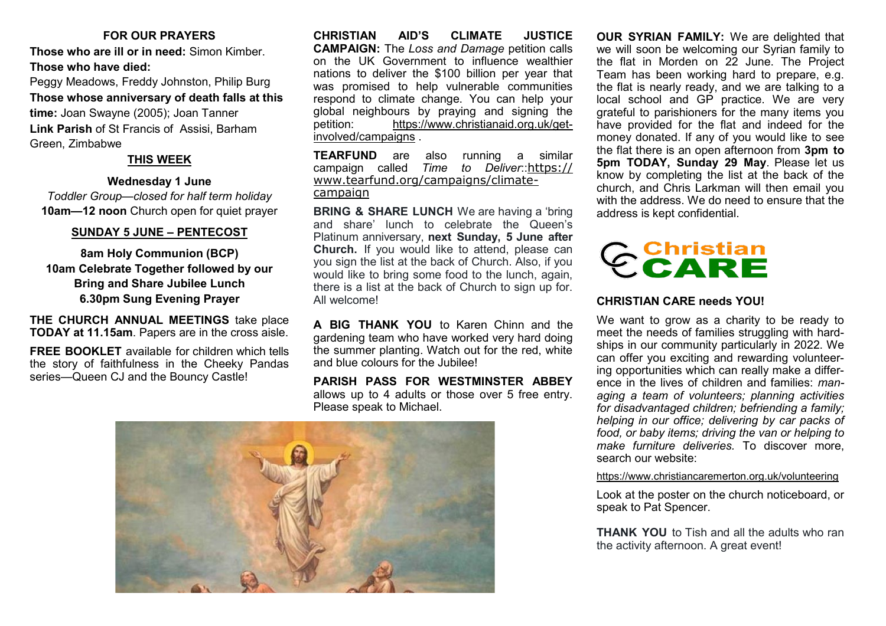### FOR OUR PRAYERS

**Those who are ill or in need:** Simon Kimber.

**Those who have died:**

Peggy Meadows, Freddy Johnston, Philip Burg

**Those whose anniversary of death falls at this time:** Joan Swayne (2005); Joan Tanner

**Link Parish** of St Francis of Assisi, Barham Green, Zimbabwe

### THIS WEEK

**Wednesday 1 June**

*Toddler Group—closed for half term holiday*

**10am—12 noon** Church open for quiet prayer

### SUNDAY 5 JUNE – PENTECOST

**8am Holy Communion (BCP)**

**10am Celebrate Together followed by our Bring and Share Jubilee Lunch**

**6.30pm Sung Evening Prayer**

**THE CHURCH ANNUAL MEETINGS** take place **TODAY at 11.15am**. Papers are in the cross aisle.

**FREE BOOKLET** available for children which tells the story of faithfulness in the Cheeky Pandas series—Queen CJ and the Bouncy Castle!

**CHRISTIAN AID'S CLIMATE JUSTICE CAMPAIGN:** The *Loss and Damage* petition calls on the UK Government to influence wealthier nations to deliver the $100 billion per year that was promised to help vulnerable communities respond to climate change. You can help your global neighbours by praying and signing the petition: https://www.christianaid.org.uk/get-involved/campaigns .

**TEARFUND** are also running a similar campaign called *Time to Deliver*::https://www.tearfund.org/campaigns/climate-campaign

**BRING & SHARE LUNCH** We are having a 'bring and share' lunch to celebrate the Queen's Platinum anniversary, **next Sunday, 5 June after Church.** If you would like to attend, please can you sign the list at the back of Church. Also, if you would like to bring some food to the lunch, again, there is a list at the back of Church to sign up for. All welcome!

**A BIG THANK YOU** to Karen Chinn and the gardening team who have worked very hard doing the summer planting. Watch out for the red, white and blue colours for the Jubilee!

**PARISH PASS FOR WESTMINSTER ABBEY** allows up to 4 adults or those over 5 free entry. Please speak to Michael.

**OUR SYRIAN FAMILY:** We are delighted that we will soon be welcoming our Syrian family to the flat in Morden on 22 June. The Project Team has been working hard to prepare, e.g. the flat is nearly ready, and we are talking to a local school and GP practice. We are very grateful to parishioners for the many items you have provided for the flat and indeed for the money donated. If any of you would like to see the flat there is an open afternoon from **3pm to 5pm TODAY, Sunday 29 May**. Please let us know by completing the list at the back of the church, and Chris Larkman will then email you with the address. We do need to ensure that the address is kept confidential.

Christian CARE

**CHRISTIAN CARE needs YOU!**

We want to grow as a charity to be ready to meet the needs of families struggling with hardships in our community particularly in 2022. We can offer you exciting and rewarding volunteering opportunities which can really make a difference in the lives of children and families: *managing a team of volunteers; planning activities for disadvantaged children; befriending a family; helping in our office; delivering by car packs of food, or baby items; driving the van or helping to make furniture deliveries.* To discover more, search our website:

https://www.christiancaremerton.org.uk/volunteering

Look at the poster on the church noticeboard, or speak to Pat Spencer.

**THANK YOU** to Tish and all the adults who ran the activity afternoon. A great event!